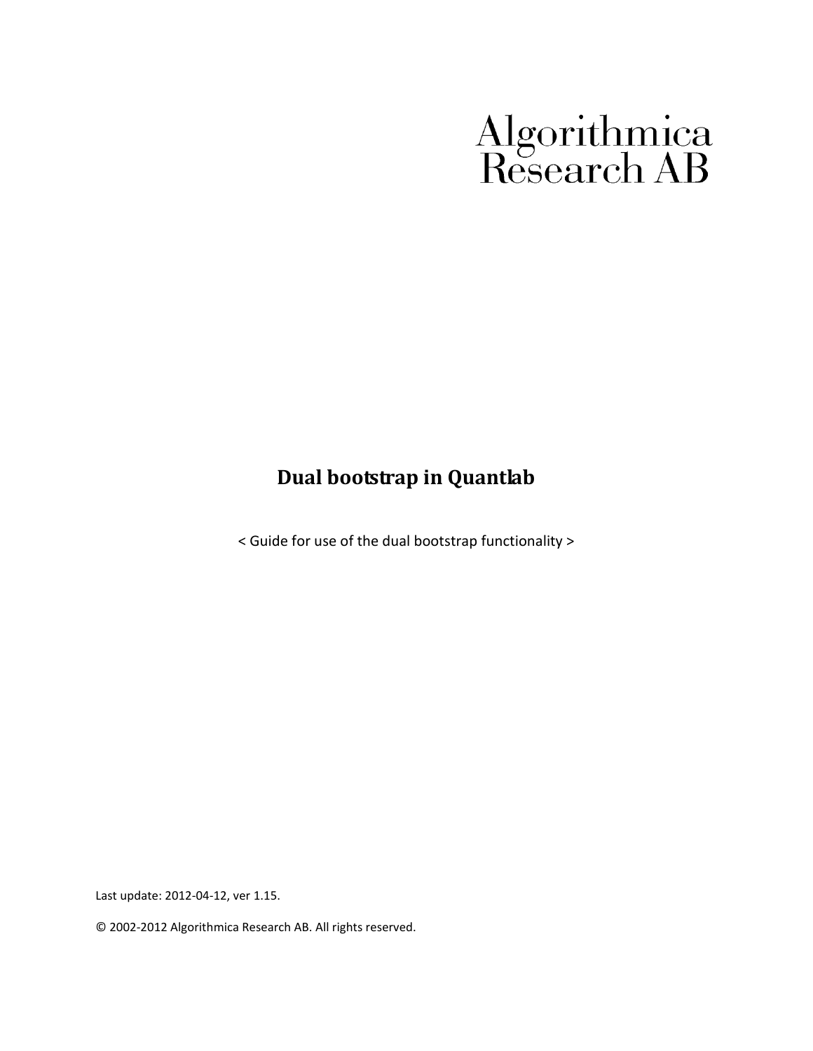Algorithmica Research AB

# Dual bootstrap in Quantlab

< Guide for use of the dual bootstrap functionality >

Last update: 2012-04-12, ver 1.15.

© 2002-2012 Algorithmica Research AB. All rights reserved.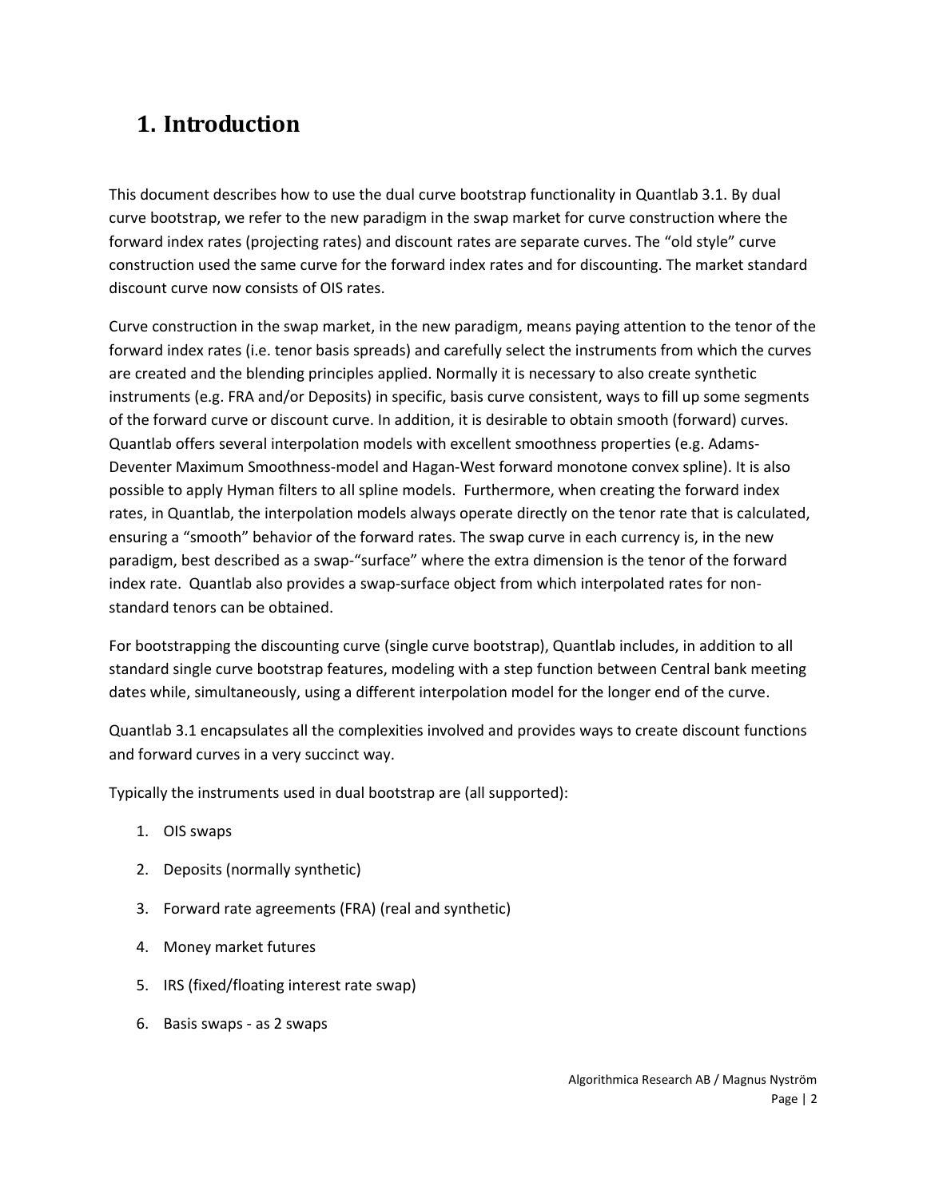# 1. Introduction

This document describes how to use the dual curve bootstrap functionality in Quantlab 3.1. By dual curve bootstrap, we refer to the new paradigm in the swap market for curve construction where the forward index rates (projecting rates) and discount rates are separate curves. The "old style" curve construction used the same curve for the forward index rates and for discounting. The market standard discount curve now consists of OIS rates.

Curve construction in the swap market, in the new paradigm, means paying attention to the tenor of the forward index rates (i.e. tenor basis spreads) and carefully select the instruments from which the curves are created and the blending principles applied. Normally it is necessary to also create synthetic instruments (e.g. FRA and/or Deposits) in specific, basis curve consistent, ways to fill up some segments of the forward curve or discount curve. In addition, it is desirable to obtain smooth (forward) curves. Quantlab offers several interpolation models with excellent smoothness properties (e.g. Adams-Deventer Maximum Smoothness-model and Hagan-West forward monotone convex spline). It is also possible to apply Hyman filters to all spline models. Furthermore, when creating the forward index rates, in Quantlab, the interpolation models always operate directly on the tenor rate that is calculated, ensuring a "smooth" behavior of the forward rates. The swap curve in each currency is, in the new paradigm, best described as a swap-"surface" where the extra dimension is the tenor of the forward index rate. Quantlab also provides a swap-surface object from which interpolated rates for non-standard tenors can be obtained.

For bootstrapping the discounting curve (single curve bootstrap), Quantlab includes, in addition to all standard single curve bootstrap features, modeling with a step function between Central bank meeting dates while, simultaneously, using a different interpolation model for the longer end of the curve.

Quantlab 3.1 encapsulates all the complexities involved and provides ways to create discount functions and forward curves in a very succinct way.

Typically the instruments used in dual bootstrap are (all supported):

1. OIS swaps
2. Deposits (normally synthetic)
3. Forward rate agreements (FRA) (real and synthetic)
4. Money market futures
5. IRS (fixed/floating interest rate swap)
6. Basis swaps - as 2 swaps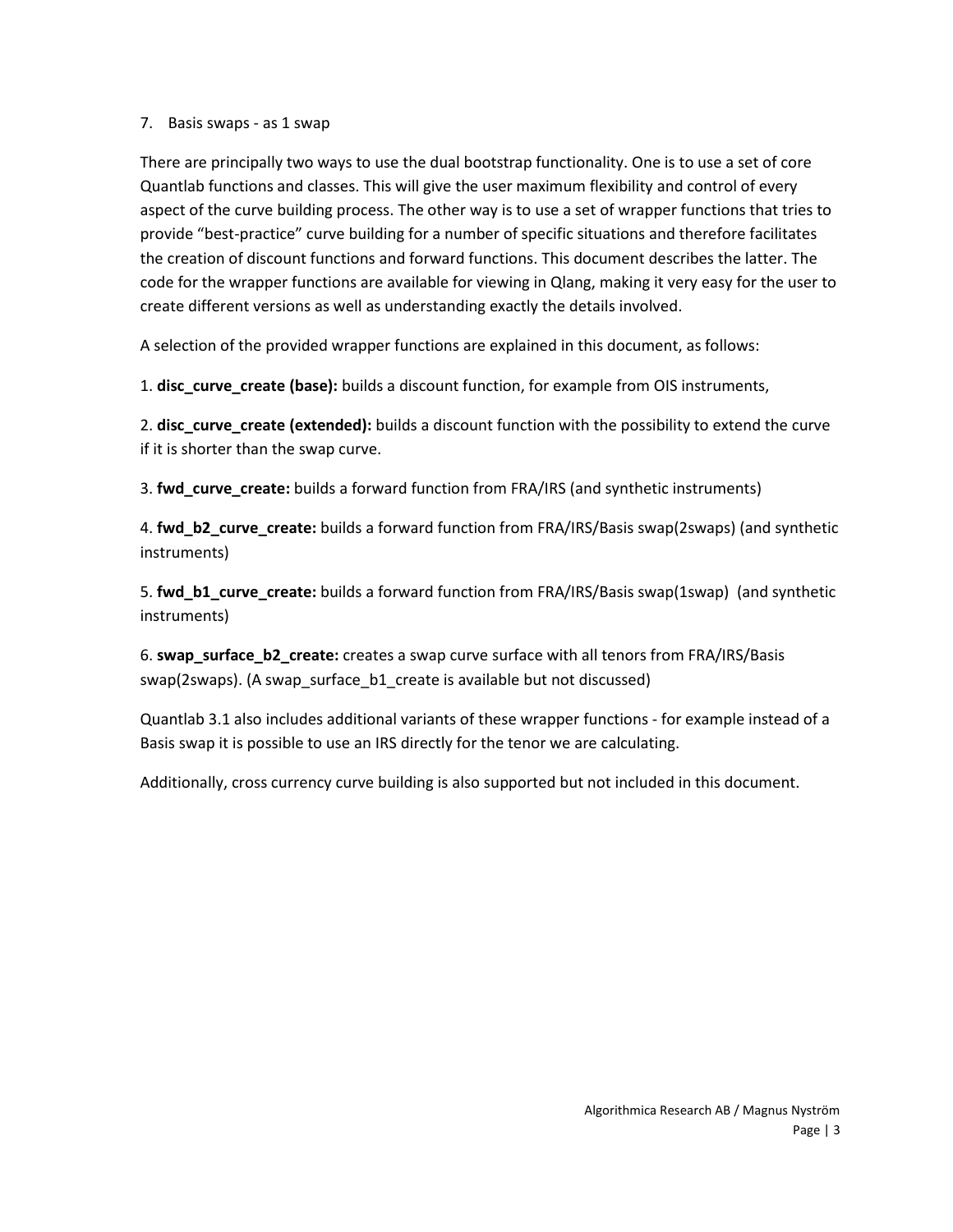7. Basis swaps - as 1 swap

There are principally two ways to use the dual bootstrap functionality. One is to use a set of core Quantlab functions and classes. This will give the user maximum flexibility and control of every aspect of the curve building process. The other way is to use a set of wrapper functions that tries to provide "best-practice" curve building for a number of specific situations and therefore facilitates the creation of discount functions and forward functions. This document describes the latter. The code for the wrapper functions are available for viewing in Qlang, making it very easy for the user to create different versions as well as understanding exactly the details involved.

A selection of the provided wrapper functions are explained in this document, as follows:

1. **disc_curve_create (base):** builds a discount function, for example from OIS instruments,

2. **disc_curve_create (extended):** builds a discount function with the possibility to extend the curve if it is shorter than the swap curve.

3. **fwd_curve_create:** builds a forward function from FRA/IRS (and synthetic instruments)

4. **fwd_b2_curve_create:** builds a forward function from FRA/IRS/Basis swap(2swaps) (and synthetic instruments)

5. **fwd_b1_curve_create:** builds a forward function from FRA/IRS/Basis swap(1swap) (and synthetic instruments)

6. **swap_surface_b2_create:** creates a swap curve surface with all tenors from FRA/IRS/Basis swap(2swaps). (A swap_surface_b1_create is available but not discussed)

Quantlab 3.1 also includes additional variants of these wrapper functions - for example instead of a Basis swap it is possible to use an IRS directly for the tenor we are calculating.

Additionally, cross currency curve building is also supported but not included in this document.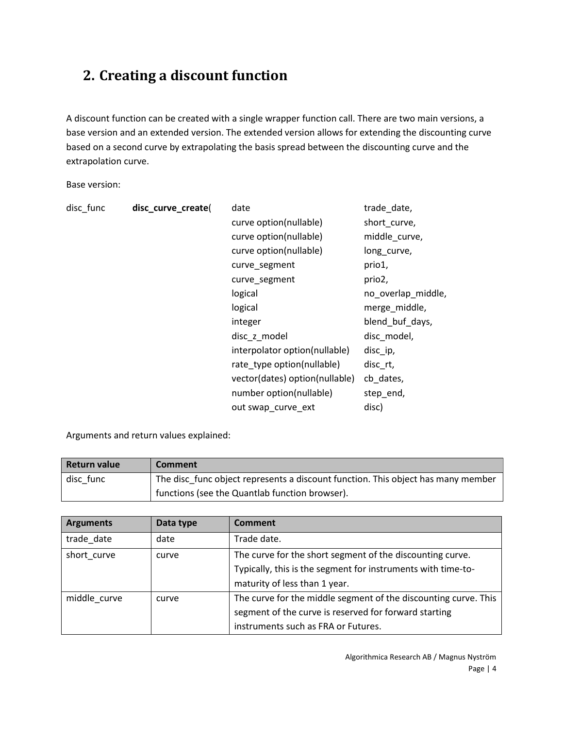## 2. Creating a discount function

A discount function can be created with a single wrapper function call. There are two main versions, a base version and an extended version. The extended version allows for extending the discounting curve based on a second curve by extrapolating the basis spread between the discounting curve and the extrapolation curve.

Base version:

```
disc_func    disc_curve_create(  date                           trade_date,
                                 curve option(nullable)         short_curve,
                                 curve option(nullable)         middle_curve,
                                 curve option(nullable)         long_curve,
                                 curve_segment                  prio1,
                                 curve_segment                  prio2,
                                 logical                        no_overlap_middle,
                                 logical                        merge_middle,
                                 integer                        blend_buf_days,
                                 disc_z_model                   disc_model,
                                 interpolator option(nullable)  disc_ip,
                                 rate_type option(nullable)     disc_rt,
                                 vector(dates) option(nullable) cb_dates,
                                 number option(nullable)        step_end,
                                 out swap_curve_ext             disc)
```

Arguments and return values explained:

| Return value | Comment |
|---|---|
| disc_func | The disc_func object represents a discount function. This object has many member functions (see the Quantlab function browser). |

| Arguments | Data type | Comment |
|---|---|---|
| trade_date | date | Trade date. |
| short_curve | curve | The curve for the short segment of the discounting curve. Typically, this is the segment for instruments with time-to-maturity of less than 1 year. |
| middle_curve | curve | The curve for the middle segment of the discounting curve. This segment of the curve is reserved for forward starting instruments such as FRA or Futures. |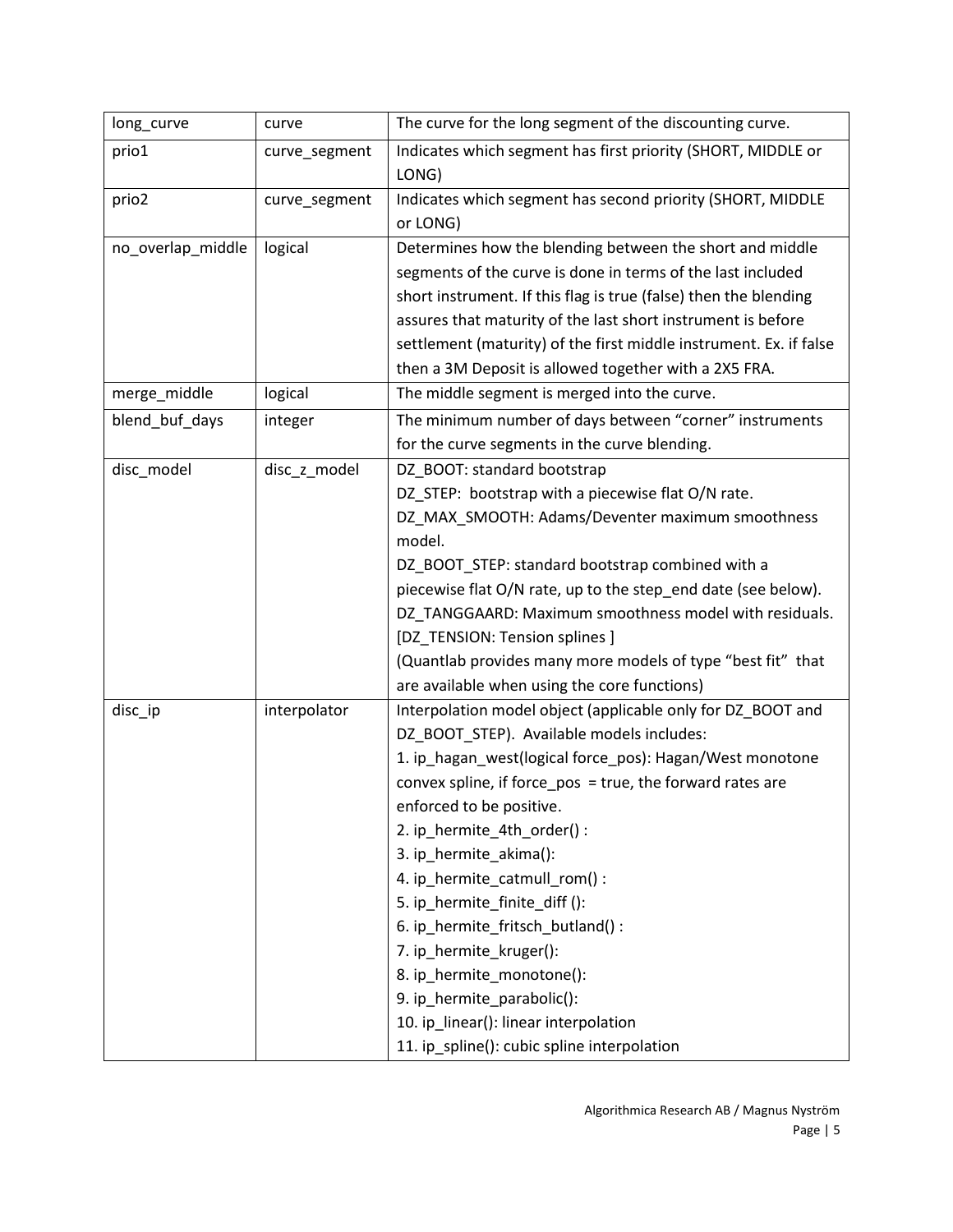| long_curve | curve | The curve for the long segment of the discounting curve. |
|---|---|---|
| prio1 | curve_segment | Indicates which segment has first priority (SHORT, MIDDLE or LONG) |
| prio2 | curve_segment | Indicates which segment has second priority (SHORT, MIDDLE or LONG) |
| no_overlap_middle | logical | Determines how the blending between the short and middle segments of the curve is done in terms of the last included short instrument. If this flag is true (false) then the blending assures that maturity of the last short instrument is before settlement (maturity) of the first middle instrument. Ex. if false then a 3M Deposit is allowed together with a 2X5 FRA. |
| merge_middle | logical | The middle segment is merged into the curve. |
| blend_buf_days | integer | The minimum number of days between "corner" instruments for the curve segments in the curve blending. |
| disc_model | disc_z_model | DZ_BOOT: standard bootstrap<br>DZ_STEP: bootstrap with a piecewise flat O/N rate.<br>DZ_MAX_SMOOTH: Adams/Deventer maximum smoothness model.<br>DZ_BOOT_STEP: standard bootstrap combined with a piecewise flat O/N rate, up to the step_end date (see below).<br>DZ_TANGGAARD: Maximum smoothness model with residuals.<br>[DZ_TENSION: Tension splines ]<br>(Quantlab provides many more models of type "best fit" that are available when using the core functions) |
| disc_ip | interpolator | Interpolation model object (applicable only for DZ_BOOT and DZ_BOOT_STEP). Available models includes:<br>1. ip_hagan_west(logical force_pos): Hagan/West monotone convex spline, if force_pos = true, the forward rates are enforced to be positive.<br>2. ip_hermite_4th_order() :<br>3. ip_hermite_akima():<br>4. ip_hermite_catmull_rom() :<br>5. ip_hermite_finite_diff ():<br>6. ip_hermite_fritsch_butland() :<br>7. ip_hermite_kruger():<br>8. ip_hermite_monotone():<br>9. ip_hermite_parabolic():<br>10. ip_linear(): linear interpolation<br>11. ip_spline(): cubic spline interpolation |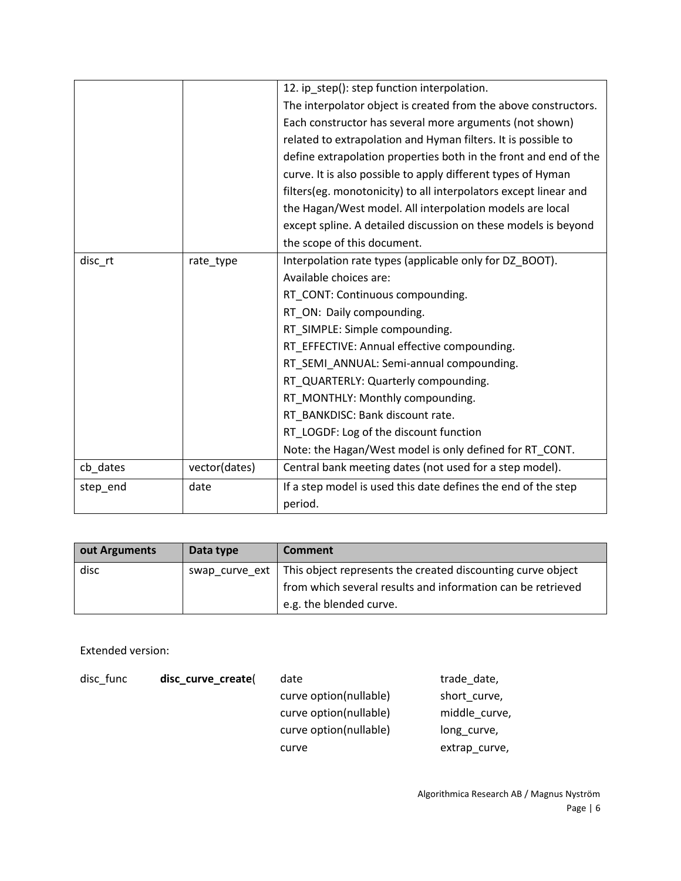| | | 12. ip_step(): step function interpolation.<br>The interpolator object is created from the above constructors. Each constructor has several more arguments (not shown) related to extrapolation and Hyman filters. It is possible to define extrapolation properties both in the front and end of the curve. It is also possible to apply different types of Hyman filters(eg. monotonicity) to all interpolators except linear and the Hagan/West model. All interpolation models are local except spline. A detailed discussion on these models is beyond the scope of this document. |
|---|---|---|
| disc_rt | rate_type | Interpolation rate types (applicable only for DZ_BOOT).<br>Available choices are:<br>RT_CONT: Continuous compounding.<br>RT_ON: Daily compounding.<br>RT_SIMPLE: Simple compounding.<br>RT_EFFECTIVE: Annual effective compounding.<br>RT_SEMI_ANNUAL: Semi-annual compounding.<br>RT_QUARTERLY: Quarterly compounding.<br>RT_MONTHLY: Monthly compounding.<br>RT_BANKDISC: Bank discount rate.<br>RT_LOGDF: Log of the discount function<br>Note: the Hagan/West model is only defined for RT_CONT. |
| cb_dates | vector(dates) | Central bank meeting dates (not used for a step model). |
| step_end | date | If a step model is used this date defines the end of the step period. |

| out Arguments | Data type | Comment |
|---|---|---|
| disc | swap_curve_ext | This object represents the created discounting curve object from which several results and information can be retrieved e.g. the blended curve. |

Extended version:

```
disc_func    disc_curve_create(   date                      trade_date,
                                  curve option(nullable)    short_curve,
                                  curve option(nullable)    middle_curve,
                                  curve option(nullable)    long_curve,
                                  curve                     extrap_curve,
```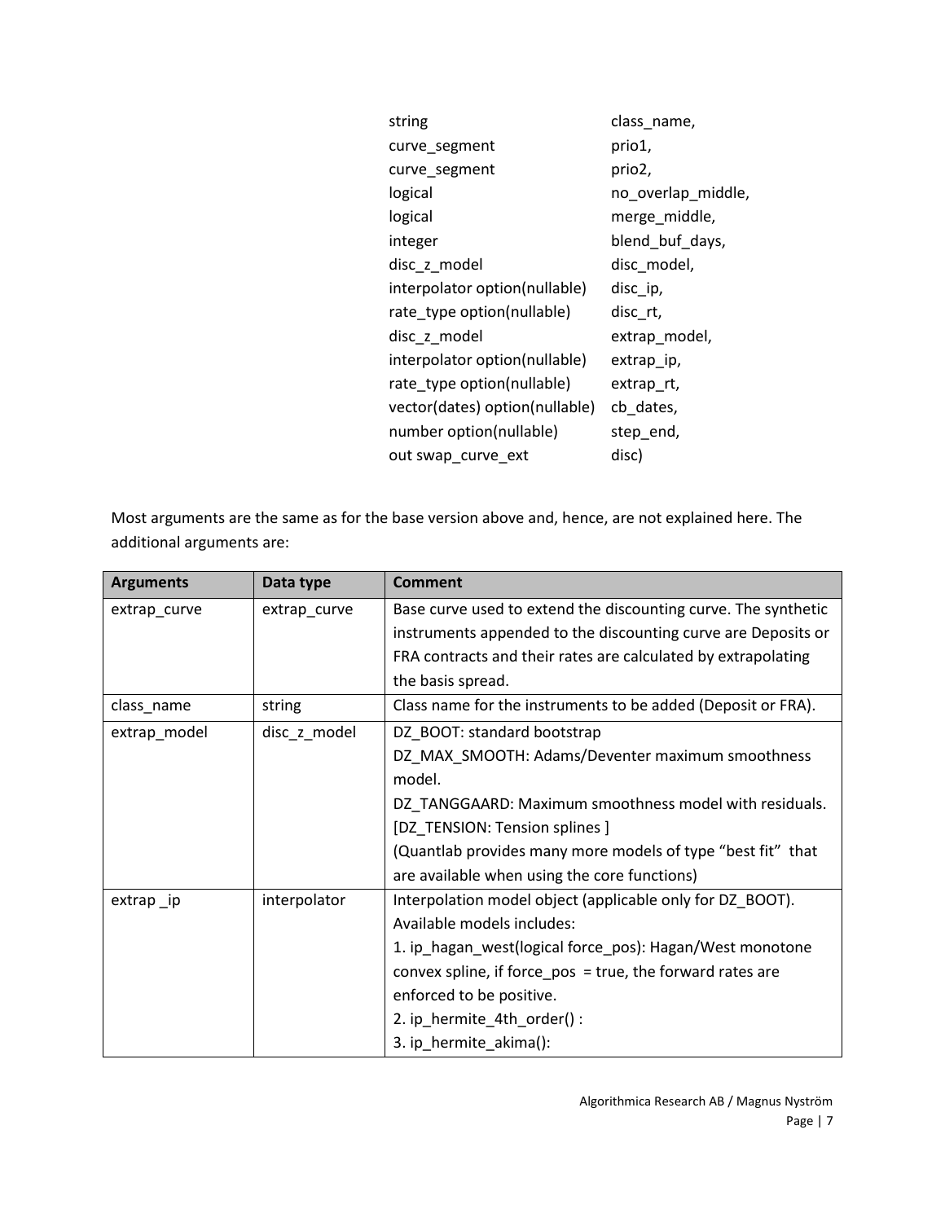```
string                          class_name,
curve_segment                   prio1,
curve_segment                   prio2,
logical                         no_overlap_middle,
logical                         merge_middle,
integer                         blend_buf_days,
disc_z_model                    disc_model,
interpolator option(nullable)   disc_ip,
rate_type option(nullable)      disc_rt,
disc_z_model                    extrap_model,
interpolator option(nullable)   extrap_ip,
rate_type option(nullable)      extrap_rt,
vector(dates) option(nullable)  cb_dates,
number option(nullable)         step_end,
out swap_curve_ext              disc)
```

Most arguments are the same as for the base version above and, hence, are not explained here. The additional arguments are:

| Arguments | Data type | Comment |
|---|---|---|
| extrap_curve | extrap_curve | Base curve used to extend the discounting curve. The synthetic instruments appended to the discounting curve are Deposits or FRA contracts and their rates are calculated by extrapolating the basis spread. |
| class_name | string | Class name for the instruments to be added (Deposit or FRA). |
| extrap_model | disc_z_model | DZ_BOOT: standard bootstrap<br>DZ_MAX_SMOOTH: Adams/Deventer maximum smoothness model.<br>DZ_TANGGAARD: Maximum smoothness model with residuals.<br>[DZ_TENSION: Tension splines ]<br>(Quantlab provides many more models of type "best fit" that are available when using the core functions) |
| extrap _ip | interpolator | Interpolation model object (applicable only for DZ_BOOT). Available models includes:<br>1. ip_hagan_west(logical force_pos): Hagan/West monotone convex spline, if force_pos = true, the forward rates are enforced to be positive.<br>2. ip_hermite_4th_order() :<br>3. ip_hermite_akima(): |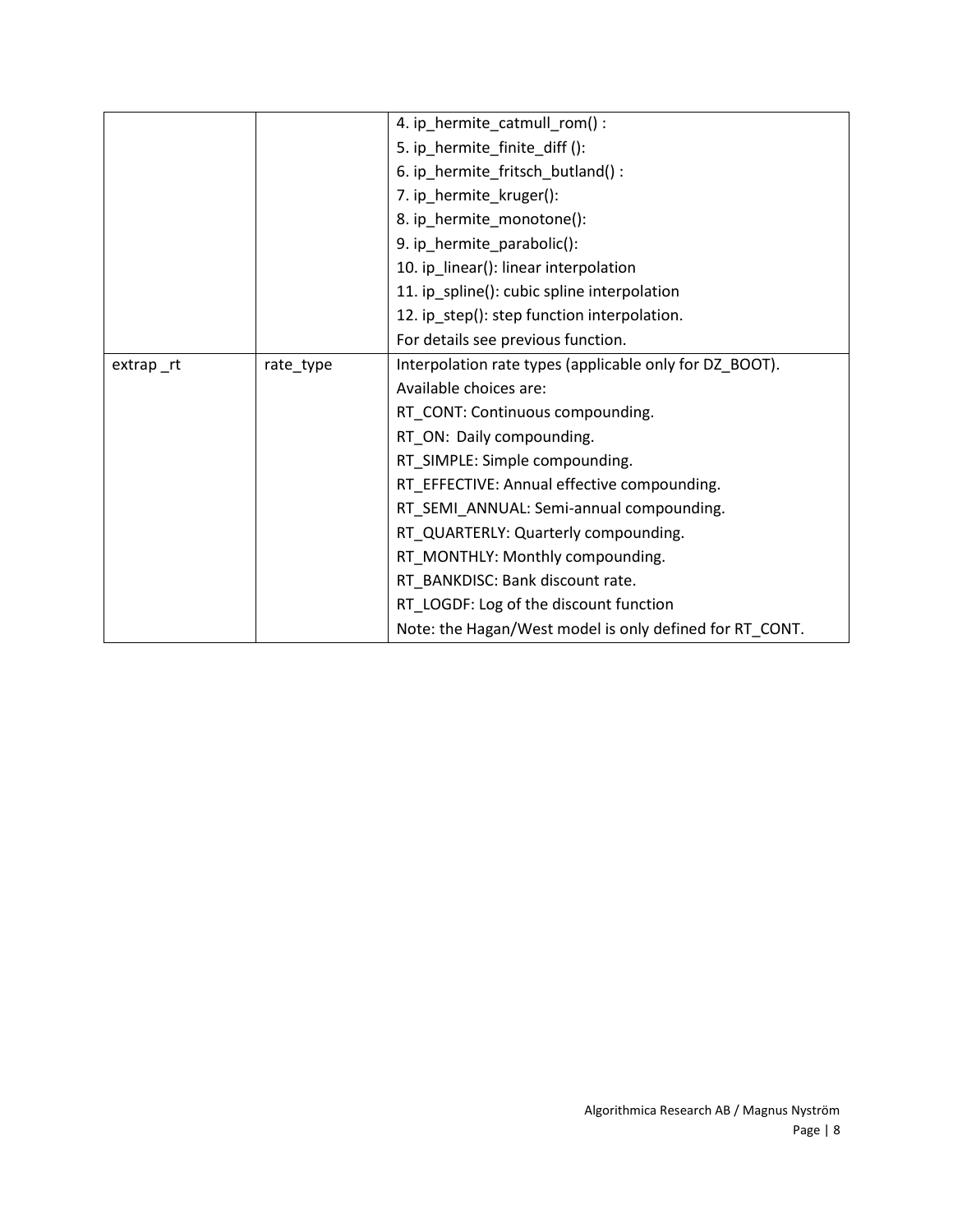| | | |
|---|---|---|
| | | 4. ip_hermite_catmull_rom() :<br>5. ip_hermite_finite_diff ():<br>6. ip_hermite_fritsch_butland() :<br>7. ip_hermite_kruger():<br>8. ip_hermite_monotone():<br>9. ip_hermite_parabolic():<br>10. ip_linear(): linear interpolation<br>11. ip_spline(): cubic spline interpolation<br>12. ip_step(): step function interpolation.<br>For details see previous function. |
| extrap _rt | rate_type | Interpolation rate types (applicable only for DZ_BOOT).<br>Available choices are:<br>RT_CONT: Continuous compounding.<br>RT_ON: Daily compounding.<br>RT_SIMPLE: Simple compounding.<br>RT_EFFECTIVE: Annual effective compounding.<br>RT_SEMI_ANNUAL: Semi-annual compounding.<br>RT_QUARTERLY: Quarterly compounding.<br>RT_MONTHLY: Monthly compounding.<br>RT_BANKDISC: Bank discount rate.<br>RT_LOGDF: Log of the discount function<br>Note: the Hagan/West model is only defined for RT_CONT. |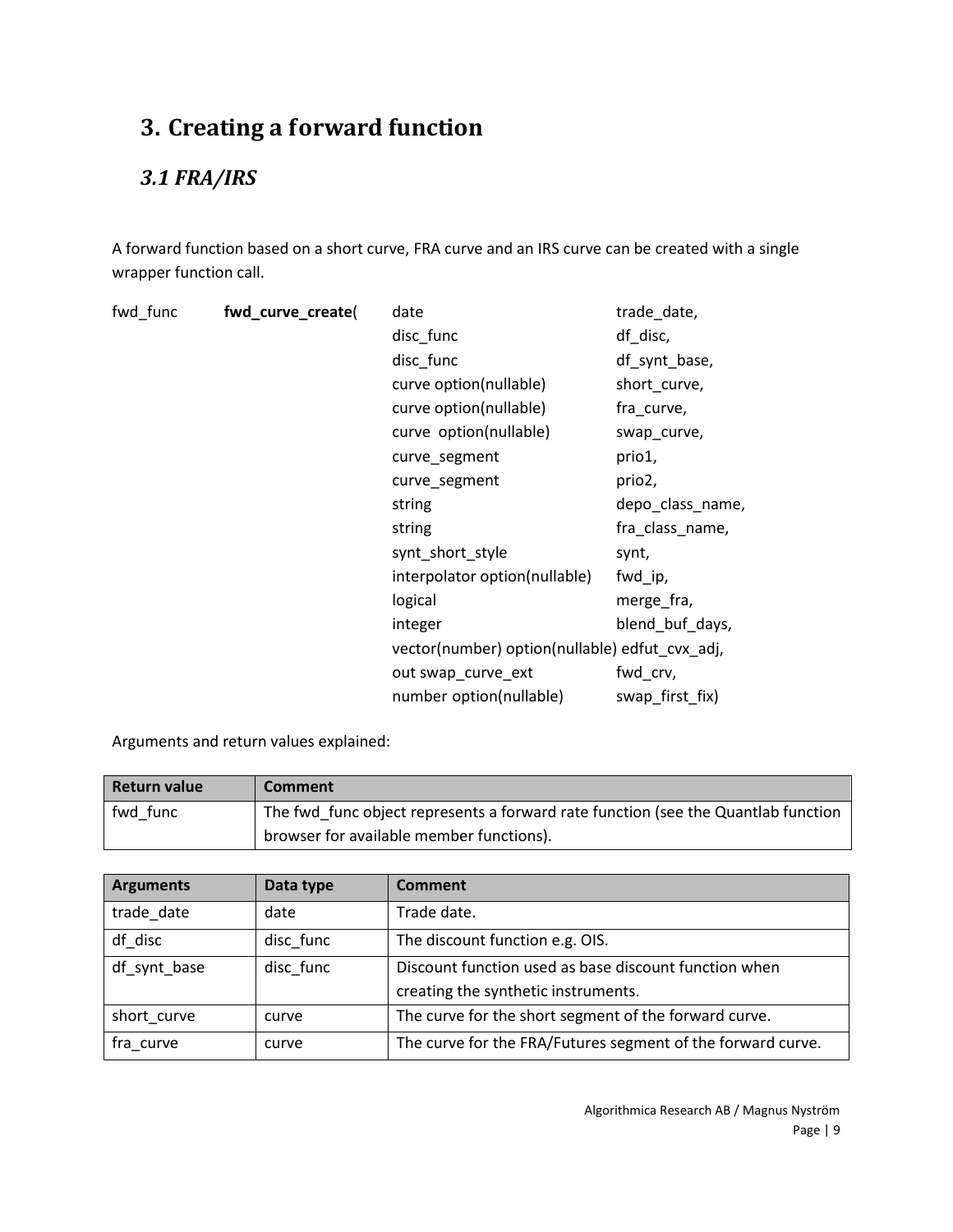# 3. Creating a forward function

## *3.1 FRA/IRS*

A forward function based on a short curve, FRA curve and an IRS curve can be created with a single wrapper function call.

```
fwd_func    fwd_curve_create(   date                              trade_date,
                                disc_func                         df_disc,
                                disc_func                         df_synt_base,
                                curve option(nullable)            short_curve,
                                curve option(nullable)            fra_curve,
                                curve  option(nullable)           swap_curve,
                                curve_segment                     prio1,
                                curve_segment                     prio2,
                                string                            depo_class_name,
                                string                            fra_class_name,
                                synt_short_style                  synt,
                                interpolator option(nullable)     fwd_ip,
                                logical                           merge_fra,
                                integer                           blend_buf_days,
                                vector(number) option(nullable) edfut_cvx_adj,
                                out swap_curve_ext                fwd_crv,
                                number option(nullable)           swap_first_fix)
```

Arguments and return values explained:

| Return value | Comment |
|---|---|
| fwd_func | The fwd_func object represents a forward rate function (see the Quantlab function browser for available member functions). |

| Arguments | Data type | Comment |
|---|---|---|
| trade_date | date | Trade date. |
| df_disc | disc_func | The discount function e.g. OIS. |
| df_synt_base | disc_func | Discount function used as base discount function when creating the synthetic instruments. |
| short_curve | curve | The curve for the short segment of the forward curve. |
| fra_curve | curve | The curve for the FRA/Futures segment of the forward curve. |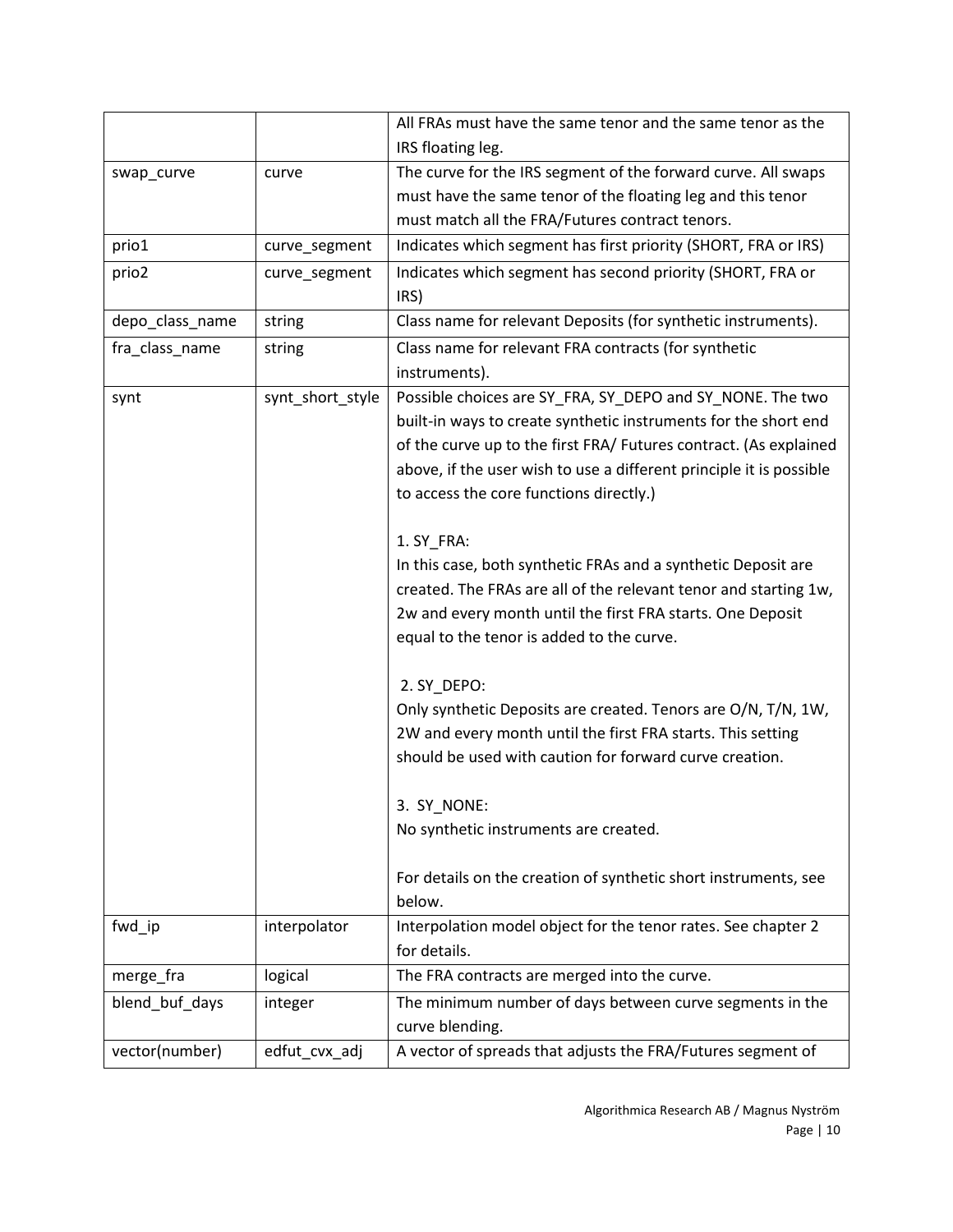| | | |
|---|---|---|
| | | All FRAs must have the same tenor and the same tenor as the IRS floating leg. |
| swap_curve | curve | The curve for the IRS segment of the forward curve. All swaps must have the same tenor of the floating leg and this tenor must match all the FRA/Futures contract tenors. |
| prio1 | curve_segment | Indicates which segment has first priority (SHORT, FRA or IRS) |
| prio2 | curve_segment | Indicates which segment has second priority (SHORT, FRA or IRS) |
| depo_class_name | string | Class name for relevant Deposits (for synthetic instruments). |
| fra_class_name | string | Class name for relevant FRA contracts (for synthetic instruments). |
| synt | synt_short_style | Possible choices are SY_FRA, SY_DEPO and SY_NONE. The two built-in ways to create synthetic instruments for the short end of the curve up to the first FRA/ Futures contract. (As explained above, if the user wish to use a different principle it is possible to access the core functions directly.)<br><br>1. SY_FRA:<br>In this case, both synthetic FRAs and a synthetic Deposit are created. The FRAs are all of the relevant tenor and starting 1w, 2w and every month until the first FRA starts. One Deposit equal to the tenor is added to the curve.<br><br>2. SY_DEPO:<br>Only synthetic Deposits are created. Tenors are O/N, T/N, 1W, 2W and every month until the first FRA starts. This setting should be used with caution for forward curve creation.<br><br>3. SY_NONE:<br>No synthetic instruments are created.<br><br>For details on the creation of synthetic short instruments, see below. |
| fwd_ip | interpolator | Interpolation model object for the tenor rates. See chapter 2 for details. |
| merge_fra | logical | The FRA contracts are merged into the curve. |
| blend_buf_days | integer | The minimum number of days between curve segments in the curve blending. |
| vector(number) | edfut_cvx_adj | A vector of spreads that adjusts the FRA/Futures segment of |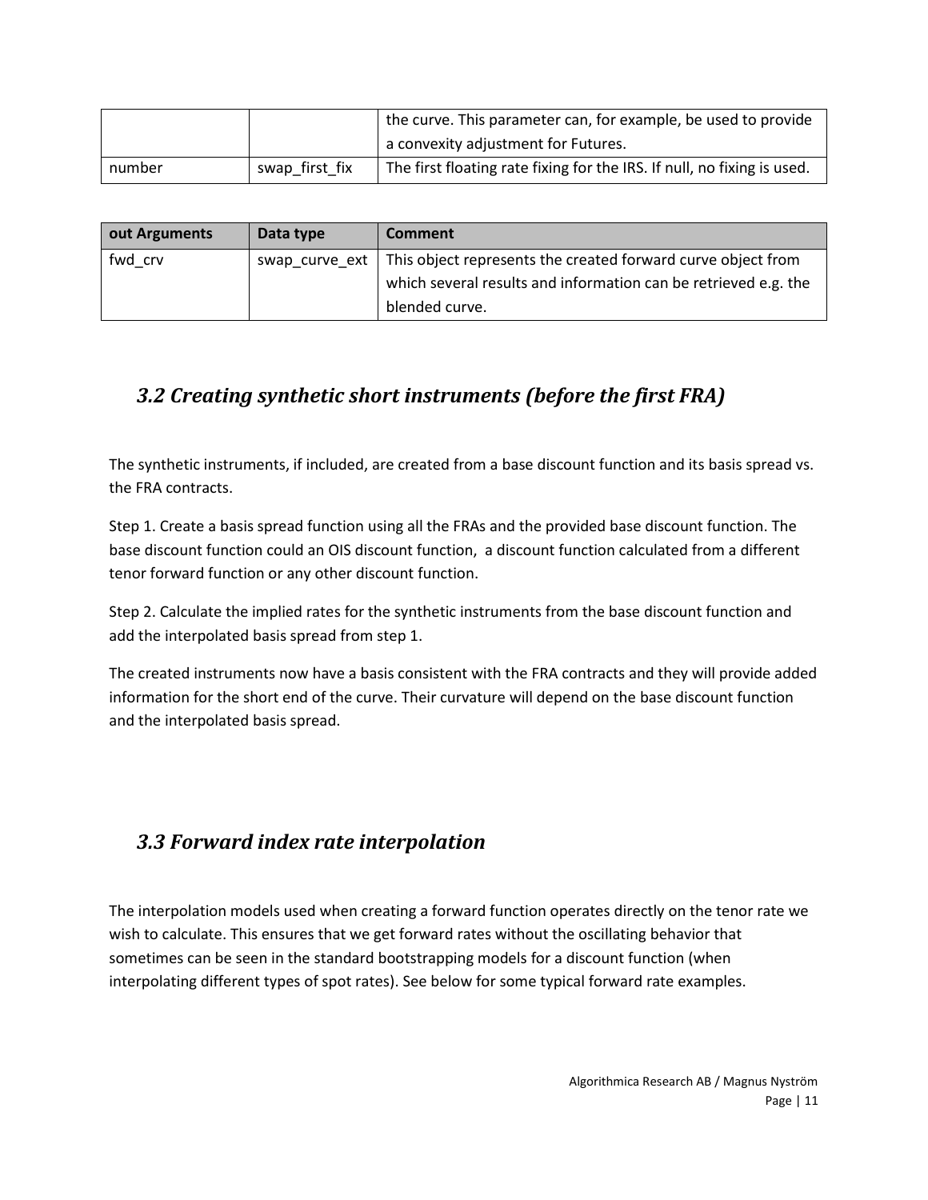| | | the curve. This parameter can, for example, be used to provide a convexity adjustment for Futures. |
| --- | --- | --- |
| number | swap_first_fix | The first floating rate fixing for the IRS. If null, no fixing is used. |

| out Arguments | Data type | Comment |
| --- | --- | --- |
| fwd_crv | swap_curve_ext | This object represents the created forward curve object from which several results and information can be retrieved e.g. the blended curve. |

## *3.2 Creating synthetic short instruments (before the first FRA)*

The synthetic instruments, if included, are created from a base discount function and its basis spread vs. the FRA contracts.

Step 1. Create a basis spread function using all the FRAs and the provided base discount function. The base discount function could an OIS discount function, a discount function calculated from a different tenor forward function or any other discount function.

Step 2. Calculate the implied rates for the synthetic instruments from the base discount function and add the interpolated basis spread from step 1.

The created instruments now have a basis consistent with the FRA contracts and they will provide added information for the short end of the curve. Their curvature will depend on the base discount function and the interpolated basis spread.

## *3.3 Forward index rate interpolation*

The interpolation models used when creating a forward function operates directly on the tenor rate we wish to calculate. This ensures that we get forward rates without the oscillating behavior that sometimes can be seen in the standard bootstrapping models for a discount function (when interpolating different types of spot rates). See below for some typical forward rate examples.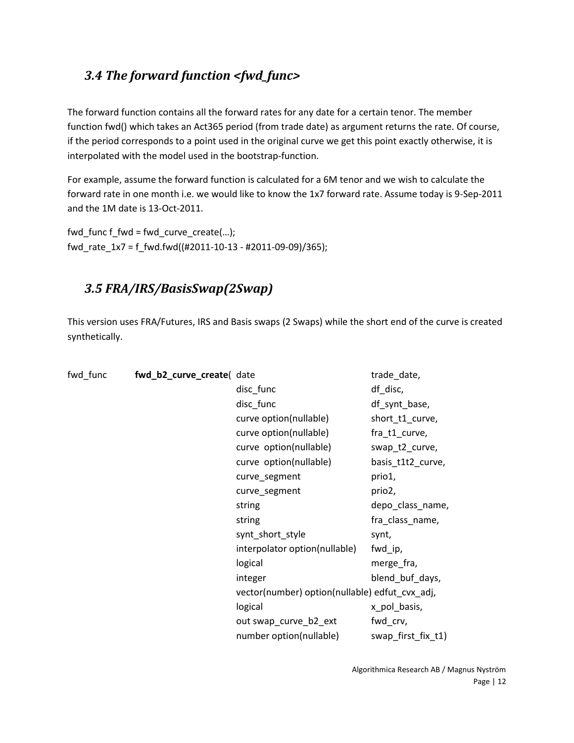## *3.4 The forward function <fwd_func>*

The forward function contains all the forward rates for any date for a certain tenor. The member function fwd() which takes an Act365 period (from trade date) as argument returns the rate. Of course, if the period corresponds to a point used in the original curve we get this point exactly otherwise, it is interpolated with the model used in the bootstrap-function.

For example, assume the forward function is calculated for a 6M tenor and we wish to calculate the forward rate in one month i.e. we would like to know the 1x7 forward rate. Assume today is 9-Sep-2011 and the 1M date is 13-Oct-2011.

```
fwd_func f_fwd = fwd_curve_create(…);
fwd_rate_1x7 = f_fwd.fwd((#2011-10-13 - #2011-09-09)/365);
```

## *3.5 FRA/IRS/BasisSwap(2Swap)*

This version uses FRA/Futures, IRS and Basis swaps (2 Swaps) while the short end of the curve is created synthetically.

```
fwd_func    fwd_b2_curve_create( date                                   trade_date,
                                 disc_func                              df_disc,
                                 disc_func                              df_synt_base,
                                 curve option(nullable)                 short_t1_curve,
                                 curve option(nullable)                 fra_t1_curve,
                                 curve  option(nullable)                swap_t2_curve,
                                 curve  option(nullable)                basis_t1t2_curve,
                                 curve_segment                          prio1,
                                 curve_segment                          prio2,
                                 string                                 depo_class_name,
                                 string                                 fra_class_name,
                                 synt_short_style                       synt,
                                 interpolator option(nullable)          fwd_ip,
                                 logical                                merge_fra,
                                 integer                                blend_buf_days,
                                 vector(number) option(nullable) edfut_cvx_adj,
                                 logical                                x_pol_basis,
                                 out swap_curve_b2_ext                  fwd_crv,
                                 number option(nullable)                swap_first_fix_t1)
```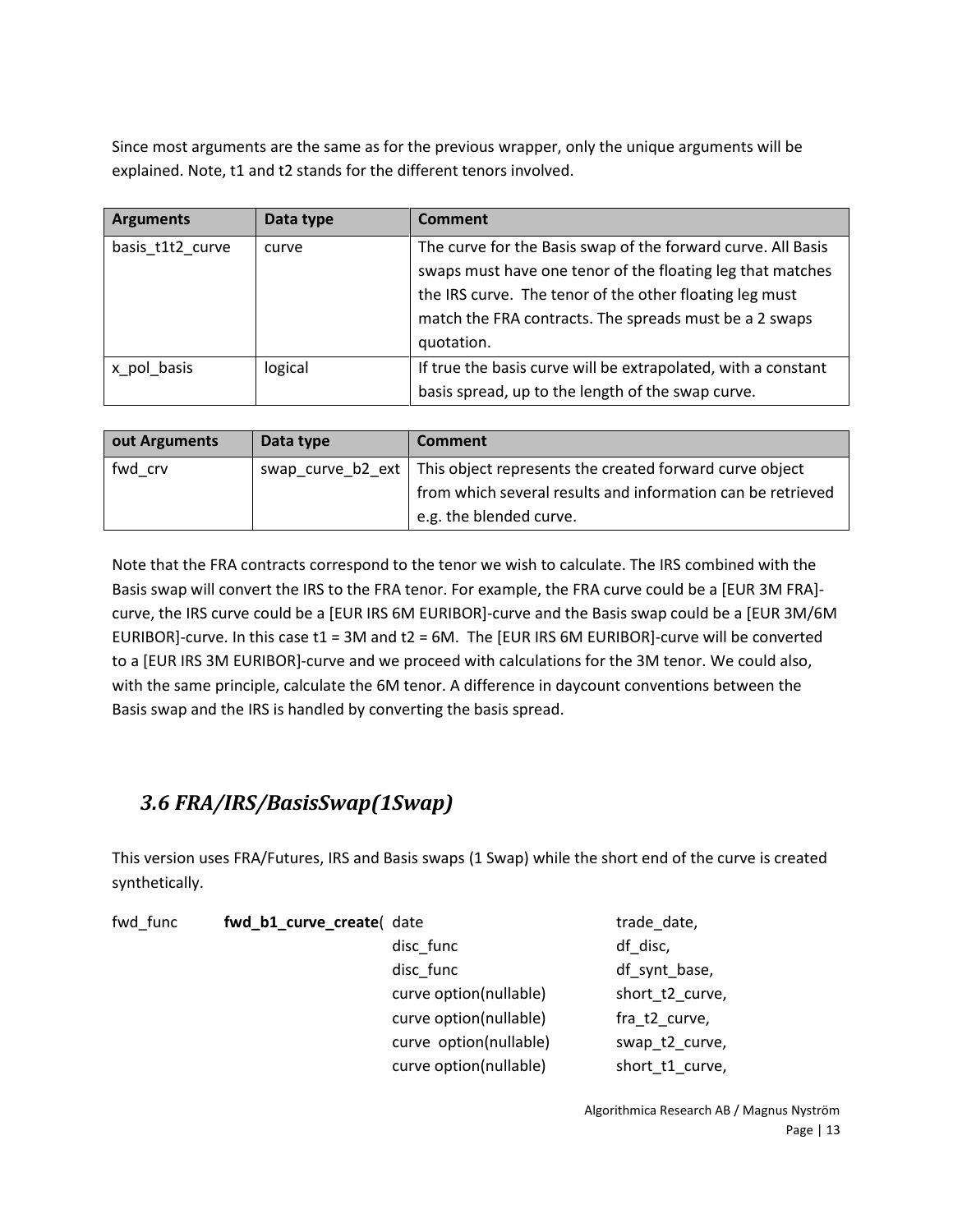Since most arguments are the same as for the previous wrapper, only the unique arguments will be explained. Note, t1 and t2 stands for the different tenors involved.

| Arguments | Data type | Comment |
|---|---|---|
| basis_t1t2_curve | curve | The curve for the Basis swap of the forward curve. All Basis swaps must have one tenor of the floating leg that matches the IRS curve. The tenor of the other floating leg must match the FRA contracts. The spreads must be a 2 swaps quotation. |
| x_pol_basis | logical | If true the basis curve will be extrapolated, with a constant basis spread, up to the length of the swap curve. |

| out Arguments | Data type | Comment |
|---|---|---|
| fwd_crv | swap_curve_b2_ext | This object represents the created forward curve object from which several results and information can be retrieved e.g. the blended curve. |

Note that the FRA contracts correspond to the tenor we wish to calculate. The IRS combined with the Basis swap will convert the IRS to the FRA tenor. For example, the FRA curve could be a [EUR 3M FRA]-curve, the IRS curve could be a [EUR IRS 6M EURIBOR]-curve and the Basis swap could be a [EUR 3M/6M EURIBOR]-curve. In this case t1 = 3M and t2 = 6M. The [EUR IRS 6M EURIBOR]-curve will be converted to a [EUR IRS 3M EURIBOR]-curve and we proceed with calculations for the 3M tenor. We could also, with the same principle, calculate the 6M tenor. A difference in daycount conventions between the Basis swap and the IRS is handled by converting the basis spread.

## *3.6 FRA/IRS/BasisSwap(1Swap)*

This version uses FRA/Futures, IRS and Basis swaps (1 Swap) while the short end of the curve is created synthetically.

```
fwd_func    fwd_b1_curve_create( date                      trade_date,
                                 disc_func                 df_disc,
                                 disc_func                 df_synt_base,
                                 curve option(nullable)    short_t2_curve,
                                 curve option(nullable)    fra_t2_curve,
                                 curve  option(nullable)   swap_t2_curve,
                                 curve option(nullable)    short_t1_curve,
```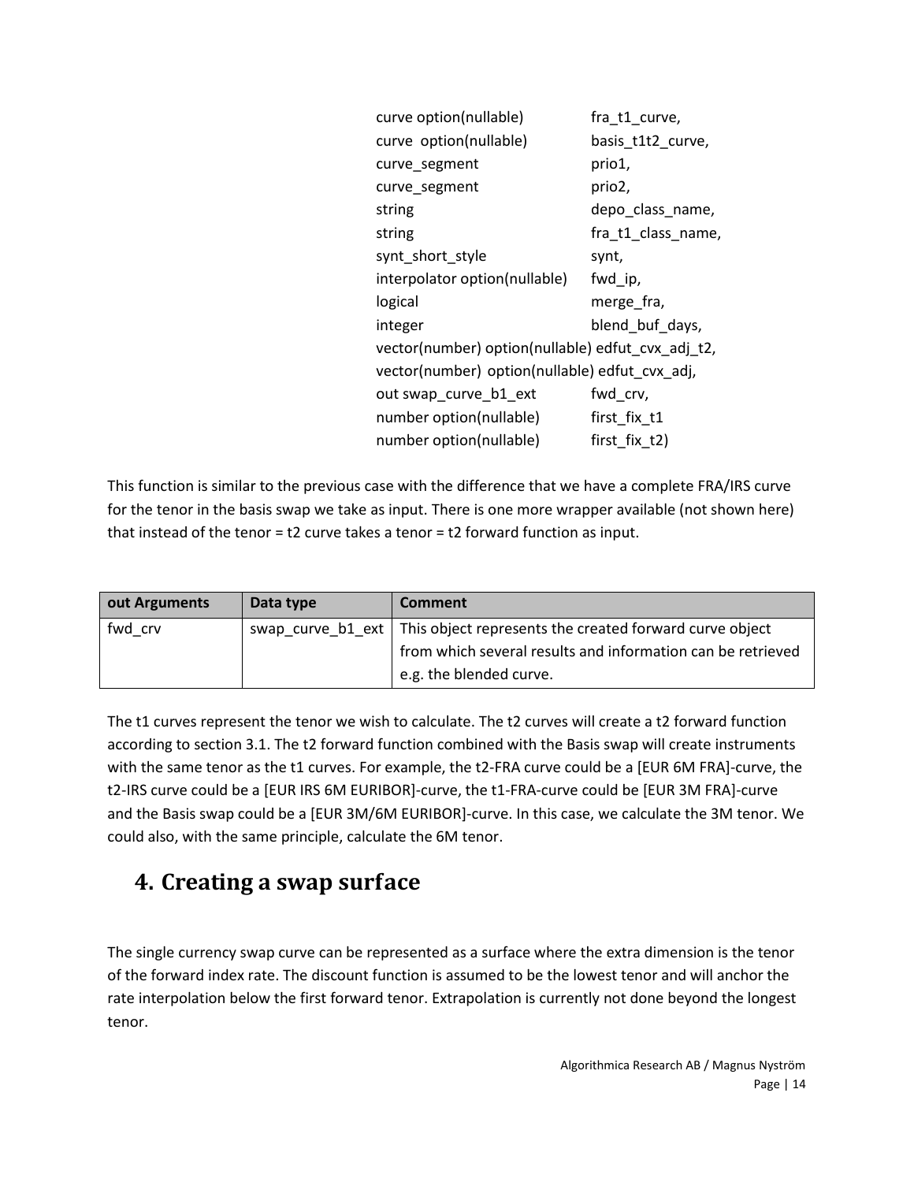```
curve option(nullable)          fra_t1_curve,
curve  option(nullable)         basis_t1t2_curve,
curve_segment                   prio1,
curve_segment                   prio2,
string                          depo_class_name,
string                          fra_t1_class_name,
synt_short_style                synt,
interpolator option(nullable)   fwd_ip,
logical                         merge_fra,
integer                         blend_buf_days,
vector(number) option(nullable) edfut_cvx_adj_t2,
vector(number)  option(nullable) edfut_cvx_adj,
out swap_curve_b1_ext           fwd_crv,
number option(nullable)         first_fix_t1
number option(nullable)         first_fix_t2)
```

This function is similar to the previous case with the difference that we have a complete FRA/IRS curve for the tenor in the basis swap we take as input. There is one more wrapper available (not shown here) that instead of the tenor = t2 curve takes a tenor = t2 forward function as input.

| out Arguments | Data type | Comment |
|---|---|---|
| fwd_crv | swap_curve_b1_ext | This object represents the created forward curve object from which several results and information can be retrieved e.g. the blended curve. |

The t1 curves represent the tenor we wish to calculate. The t2 curves will create a t2 forward function according to section 3.1. The t2 forward function combined with the Basis swap will create instruments with the same tenor as the t1 curves. For example, the t2-FRA curve could be a [EUR 6M FRA]-curve, the t2-IRS curve could be a [EUR IRS 6M EURIBOR]-curve, the t1-FRA-curve could be [EUR 3M FRA]-curve and the Basis swap could be a [EUR 3M/6M EURIBOR]-curve. In this case, we calculate the 3M tenor. We could also, with the same principle, calculate the 6M tenor.

## 4. Creating a swap surface

The single currency swap curve can be represented as a surface where the extra dimension is the tenor of the forward index rate. The discount function is assumed to be the lowest tenor and will anchor the rate interpolation below the first forward tenor. Extrapolation is currently not done beyond the longest tenor.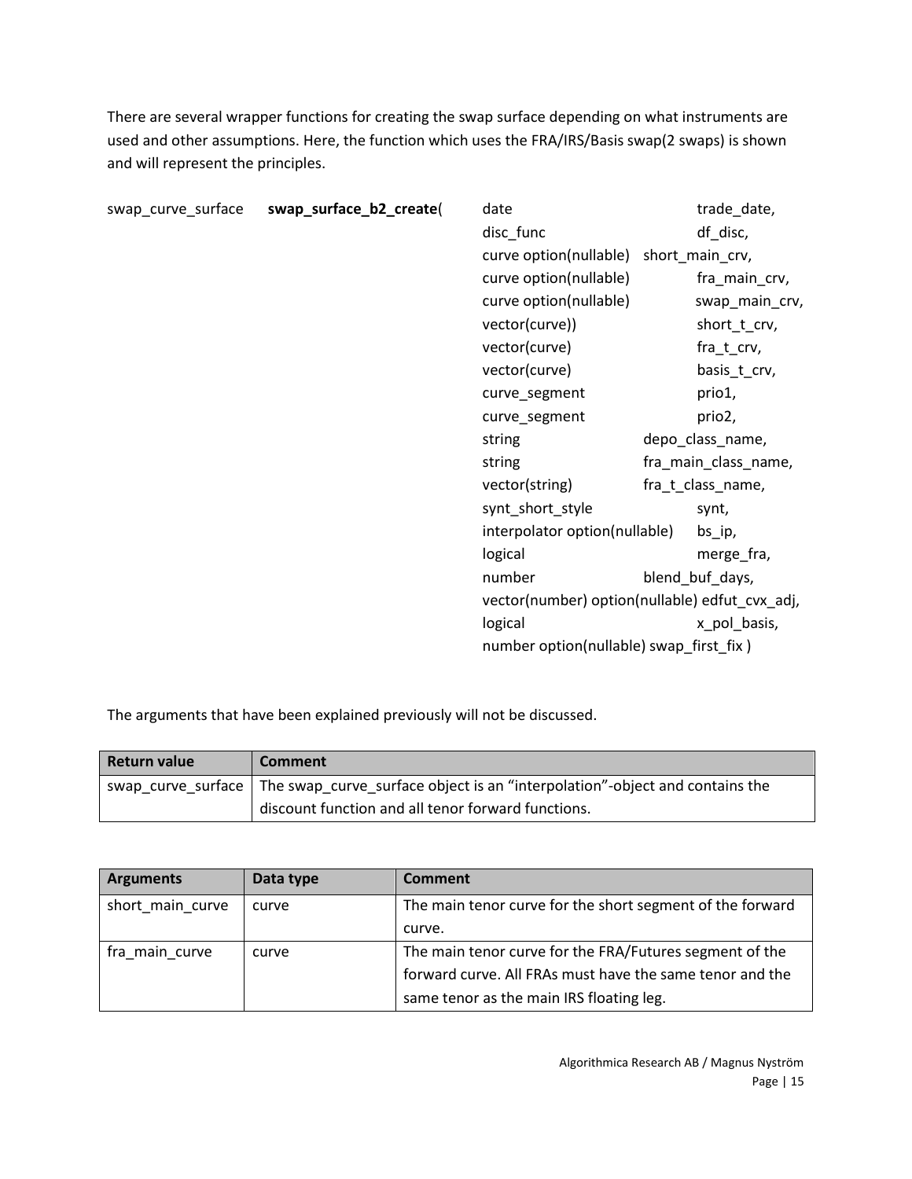There are several wrapper functions for creating the swap surface depending on what instruments are used and other assumptions. Here, the function which uses the FRA/IRS/Basis swap(2 swaps) is shown and will represent the principles.

```
swap_curve_surface    swap_surface_b2_create(   date                          trade_date,
                                                disc_func                     df_disc,
                                                curve option(nullable)   short_main_crv,
                                                curve option(nullable)        fra_main_crv,
                                                curve option(nullable)        swap_main_crv,
                                                vector(curve))                short_t_crv,
                                                vector(curve)                 fra_t_crv,
                                                vector(curve)                 basis_t_crv,
                                                curve_segment                 prio1,
                                                curve_segment                 prio2,
                                                string                   depo_class_name,
                                                string                   fra_main_class_name,
                                                vector(string)           fra_t_class_name,
                                                synt_short_style              synt,
                                                interpolator option(nullable)     bs_ip,
                                                logical                       merge_fra,
                                                number                   blend_buf_days,
                                                vector(number) option(nullable) edfut_cvx_adj,
                                                logical                       x_pol_basis,
                                                number option(nullable) swap_first_fix )
```

The arguments that have been explained previously will not be discussed.

| Return value | Comment |
|---|---|
| swap_curve_surface | The swap_curve_surface object is an "interpolation"-object and contains the discount function and all tenor forward functions. |

| Arguments | Data type | Comment |
|---|---|---|
| short_main_curve | curve | The main tenor curve for the short segment of the forward curve. |
| fra_main_curve | curve | The main tenor curve for the FRA/Futures segment of the forward curve. All FRAs must have the same tenor and the same tenor as the main IRS floating leg. |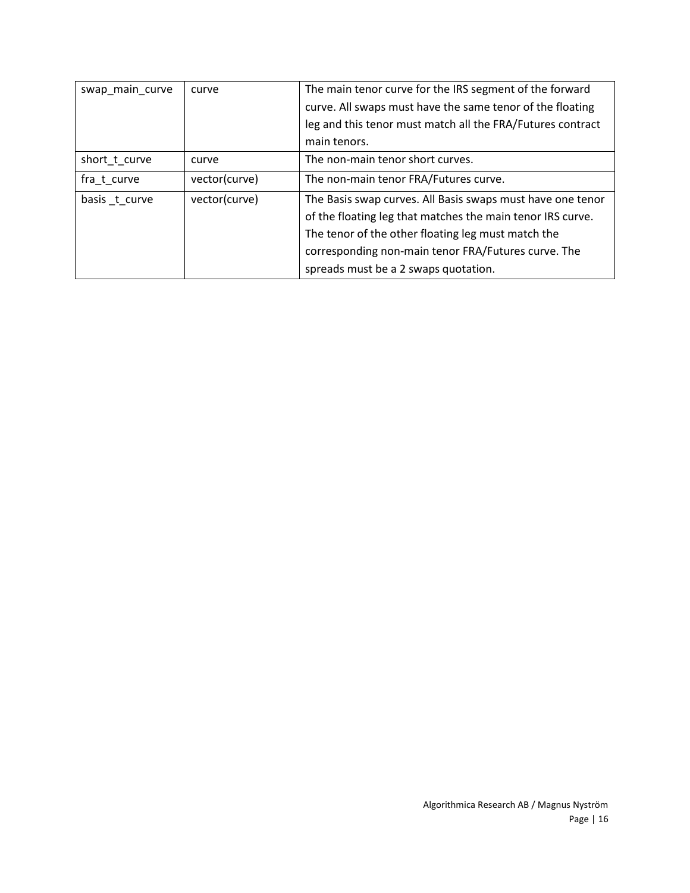| swap_main_curve | curve | The main tenor curve for the IRS segment of the forward curve. All swaps must have the same tenor of the floating leg and this tenor must match all the FRA/Futures contract main tenors. |
|---|---|---|
| short_t_curve | curve | The non-main tenor short curves. |
| fra_t_curve | vector(curve) | The non-main tenor FRA/Futures curve. |
| basis _t_curve | vector(curve) | The Basis swap curves. All Basis swaps must have one tenor of the floating leg that matches the main tenor IRS curve. The tenor of the other floating leg must match the corresponding non-main tenor FRA/Futures curve. The spreads must be a 2 swaps quotation. |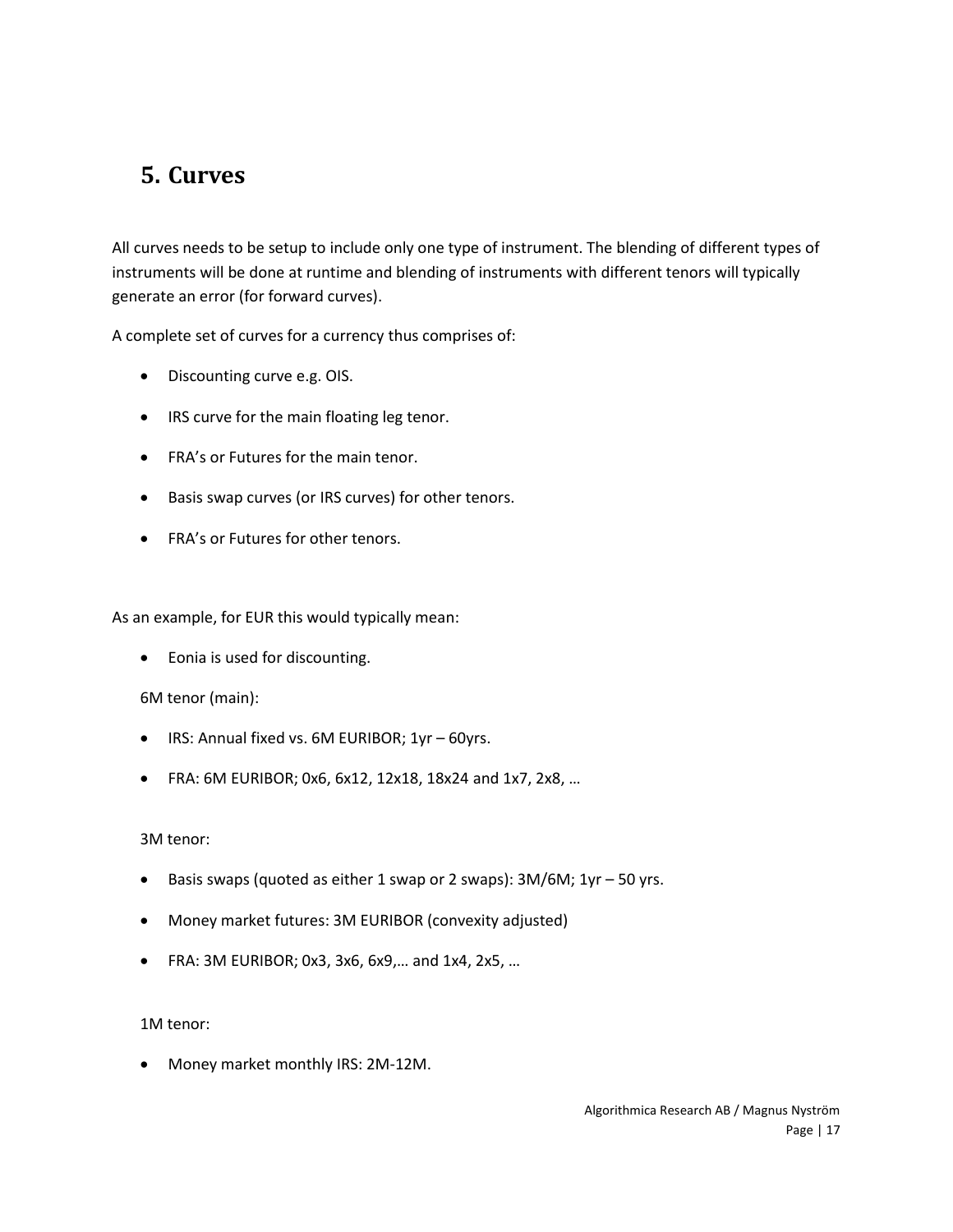# 5. Curves

All curves needs to be setup to include only one type of instrument. The blending of different types of instruments will be done at runtime and blending of instruments with different tenors will typically generate an error (for forward curves).

A complete set of curves for a currency thus comprises of:

- Discounting curve e.g. OIS.
- IRS curve for the main floating leg tenor.
- FRA's or Futures for the main tenor.
- Basis swap curves (or IRS curves) for other tenors.
- FRA's or Futures for other tenors.

As an example, for EUR this would typically mean:

- Eonia is used for discounting.

6M tenor (main):

- IRS: Annual fixed vs. 6M EURIBOR; 1yr – 60yrs.
- FRA: 6M EURIBOR; 0x6, 6x12, 12x18, 18x24 and 1x7, 2x8, …

3M tenor:

- Basis swaps (quoted as either 1 swap or 2 swaps): 3M/6M; 1yr – 50 yrs.
- Money market futures: 3M EURIBOR (convexity adjusted)
- FRA: 3M EURIBOR; 0x3, 3x6, 6x9,… and 1x4, 2x5, …

1M tenor:

- Money market monthly IRS: 2M-12M.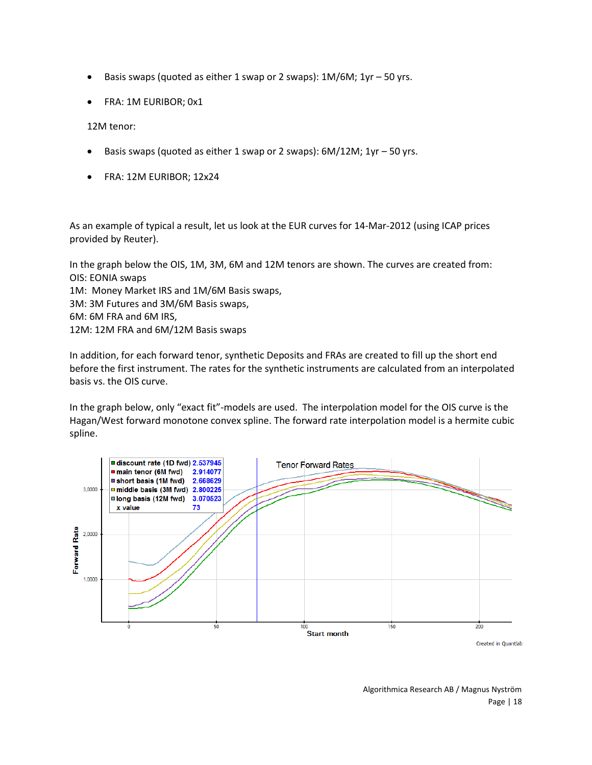- Basis swaps (quoted as either 1 swap or 2 swaps): 1M/6M; 1yr – 50 yrs.
- FRA: 1M EURIBOR; 0x1

12M tenor:

- Basis swaps (quoted as either 1 swap or 2 swaps): 6M/12M; 1yr – 50 yrs.
- FRA: 12M EURIBOR; 12x24

As an example of typical a result, let us look at the EUR curves for 14-Mar-2012 (using ICAP prices provided by Reuter).

In the graph below the OIS, 1M, 3M, 6M and 12M tenors are shown. The curves are created from:
OIS: EONIA swaps
1M: Money Market IRS and 1M/6M Basis swaps,
3M: 3M Futures and 3M/6M Basis swaps,
6M: 6M FRA and 6M IRS,
12M: 12M FRA and 6M/12M Basis swaps

In addition, for each forward tenor, synthetic Deposits and FRAs are created to fill up the short end before the first instrument. The rates for the synthetic instruments are calculated from an interpolated basis vs. the OIS curve.

In the graph below, only "exact fit"-models are used. The interpolation model for the OIS curve is the Hagan/West forward monotone convex spline. The forward rate interpolation model is a hermite cubic spline.

Tenor Forward Rates

discount rate (1D fwd) 2.537945
main tenor (6M fwd) 2.914077
short basis (1M fwd) 2.668629
middle basis (3M fwd) 2.800225
long basis (12M fwd) 3.070523
x value 73

Forward Rate

3,0000
2,0000
1,0000

0
50
100
150
200

Start month

Created in Quantlab